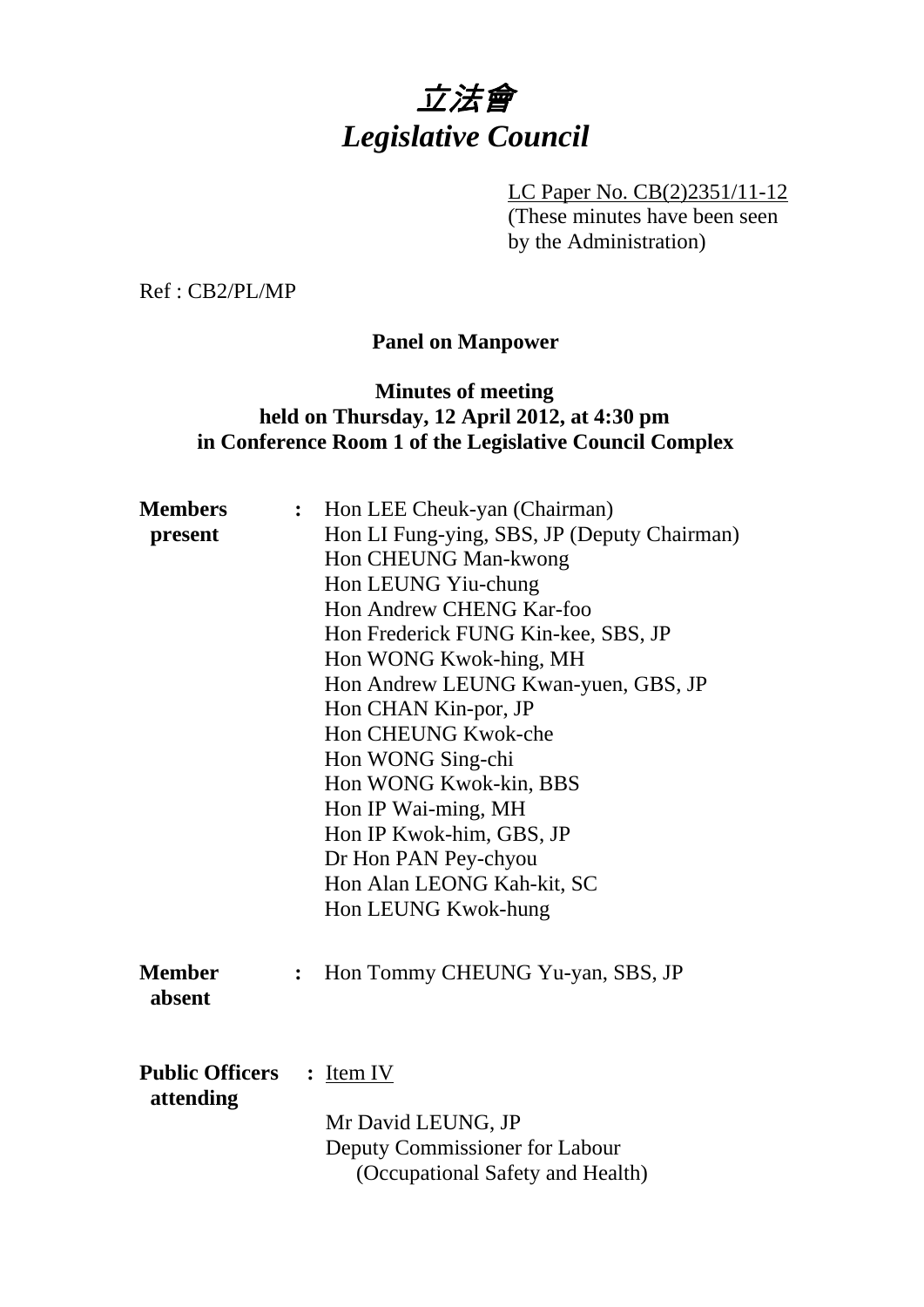# *立法會*
# *Legislative Council*

LC Paper No. CB(2)2351/11-12
(These minutes have been seen by the Administration)

Ref : CB2/PL/MP

**Panel on Manpower**

**Minutes of meeting**
**held on Thursday, 12 April 2012, at 4:30 pm**
**in Conference Room 1 of the Legislative Council Complex**

**Members present** : Hon LEE Cheuk-yan (Chairman)
Hon LI Fung-ying, SBS, JP (Deputy Chairman)
Hon CHEUNG Man-kwong
Hon LEUNG Yiu-chung
Hon Andrew CHENG Kar-foo
Hon Frederick FUNG Kin-kee, SBS, JP
Hon WONG Kwok-hing, MH
Hon Andrew LEUNG Kwan-yuen, GBS, JP
Hon CHAN Kin-por, JP
Hon CHEUNG Kwok-che
Hon WONG Sing-chi
Hon WONG Kwok-kin, BBS
Hon IP Wai-ming, MH
Hon IP Kwok-him, GBS, JP
Dr Hon PAN Pey-chyou
Hon Alan LEONG Kah-kit, SC
Hon LEUNG Kwok-hung

**Member absent** : Hon Tommy CHEUNG Yu-yan, SBS, JP

**Public Officers attending** : Item IV

Mr David LEUNG, JP
Deputy Commissioner for Labour
(Occupational Safety and Health)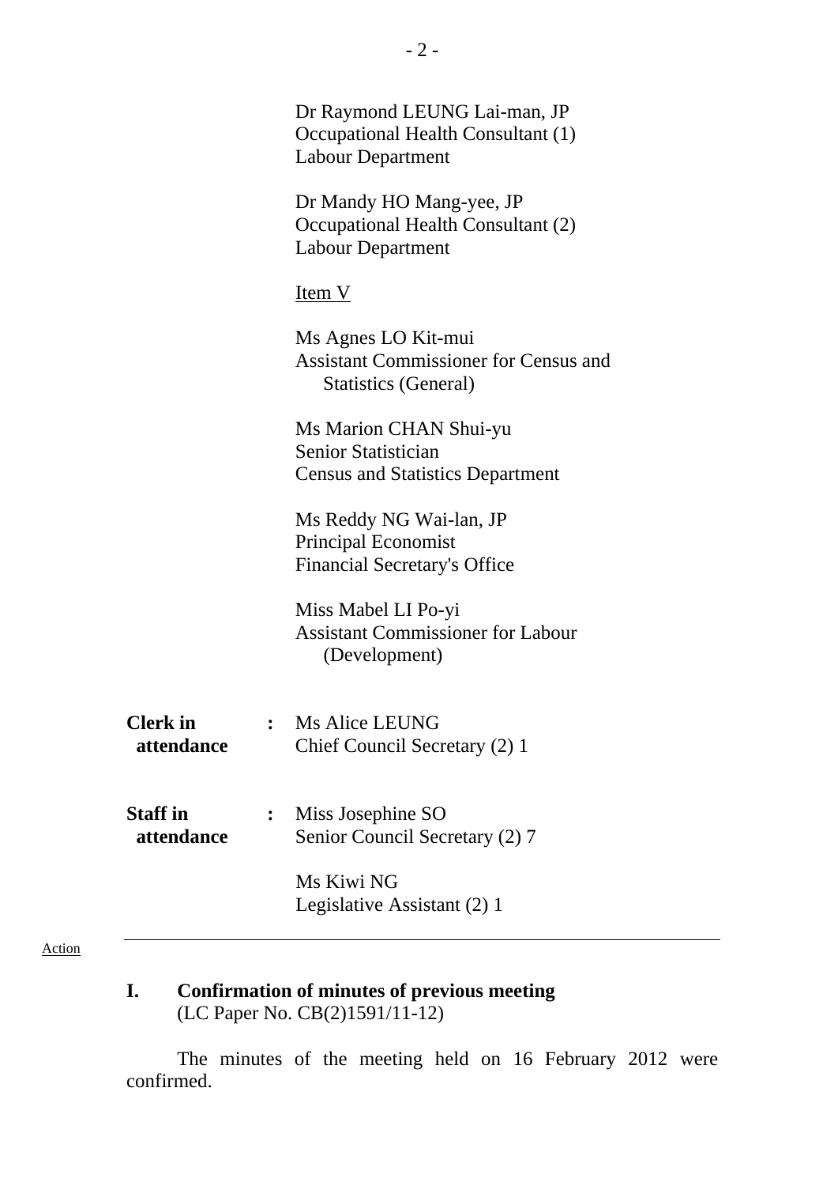Dr Raymond LEUNG Lai-man, JP
Occupational Health Consultant (1)
Labour Department

Dr Mandy HO Mang-yee, JP
Occupational Health Consultant (2)
Labour Department

Item V

Ms Agnes LO Kit-mui
Assistant Commissioner for Census and Statistics (General)

Ms Marion CHAN Shui-yu
Senior Statistician
Census and Statistics Department

Ms Reddy NG Wai-lan, JP
Principal Economist
Financial Secretary's Office

Miss Mabel LI Po-yi
Assistant Commissioner for Labour (Development)

**Clerk in attendance** : Ms Alice LEUNG
Chief Council Secretary (2) 1

**Staff in attendance** : Miss Josephine SO
Senior Council Secretary (2) 7

Ms Kiwi NG
Legislative Assistant (2) 1

---

Action

## I. Confirmation of minutes of previous meeting
(LC Paper No. CB(2)1591/11-12)

The minutes of the meeting held on 16 February 2012 were confirmed.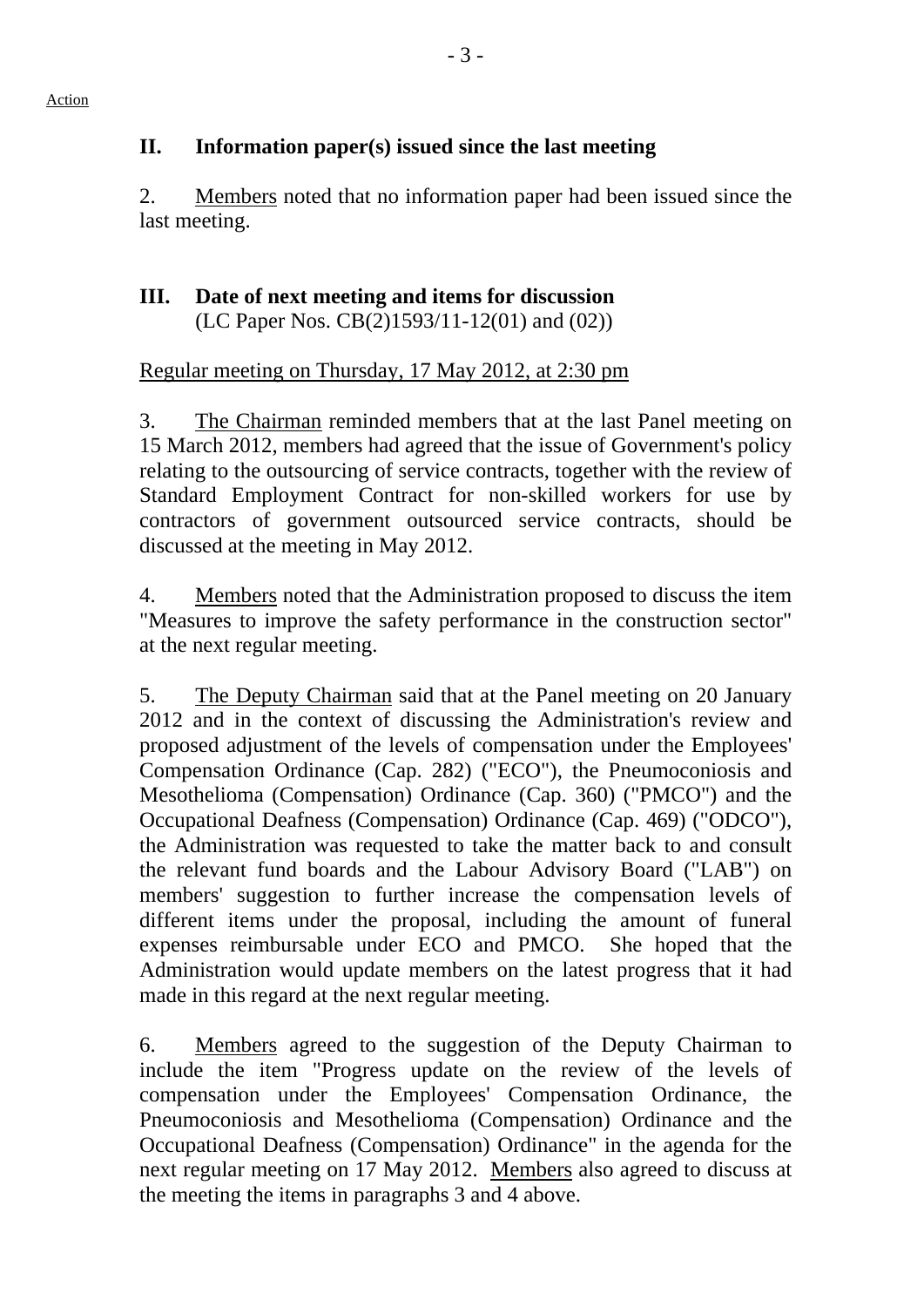Action

## II. Information paper(s) issued since the last meeting

2. Members noted that no information paper had been issued since the last meeting.

## III. Date of next meeting and items for discussion

(LC Paper Nos. CB(2)1593/11-12(01) and (02))

Regular meeting on Thursday, 17 May 2012, at 2:30 pm

3. The Chairman reminded members that at the last Panel meeting on 15 March 2012, members had agreed that the issue of Government's policy relating to the outsourcing of service contracts, together with the review of Standard Employment Contract for non-skilled workers for use by contractors of government outsourced service contracts, should be discussed at the meeting in May 2012.

4. Members noted that the Administration proposed to discuss the item "Measures to improve the safety performance in the construction sector" at the next regular meeting.

5. The Deputy Chairman said that at the Panel meeting on 20 January 2012 and in the context of discussing the Administration's review and proposed adjustment of the levels of compensation under the Employees' Compensation Ordinance (Cap. 282) ("ECO"), the Pneumoconiosis and Mesothelioma (Compensation) Ordinance (Cap. 360) ("PMCO") and the Occupational Deafness (Compensation) Ordinance (Cap. 469) ("ODCO"), the Administration was requested to take the matter back to and consult the relevant fund boards and the Labour Advisory Board ("LAB") on members' suggestion to further increase the compensation levels of different items under the proposal, including the amount of funeral expenses reimbursable under ECO and PMCO. She hoped that the Administration would update members on the latest progress that it had made in this regard at the next regular meeting.

6. Members agreed to the suggestion of the Deputy Chairman to include the item "Progress update on the review of the levels of compensation under the Employees' Compensation Ordinance, the Pneumoconiosis and Mesothelioma (Compensation) Ordinance and the Occupational Deafness (Compensation) Ordinance" in the agenda for the next regular meeting on 17 May 2012. Members also agreed to discuss at the meeting the items in paragraphs 3 and 4 above.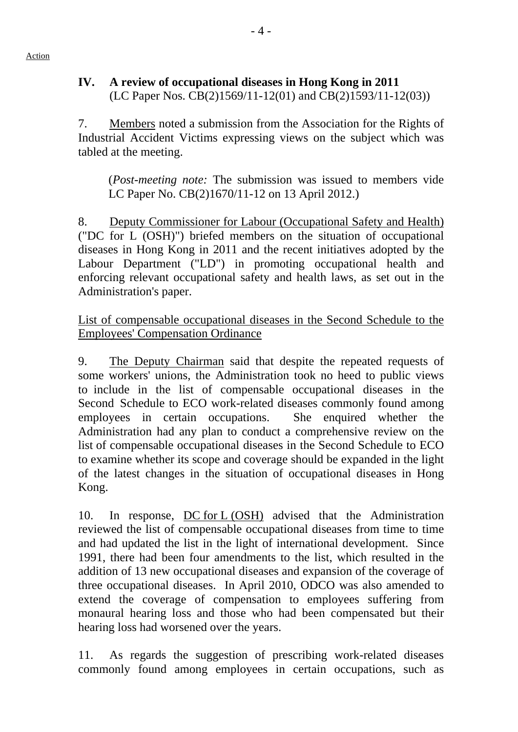Action

## IV. A review of occupational diseases in Hong Kong in 2011

(LC Paper Nos. CB(2)1569/11-12(01) and CB(2)1593/11-12(03))

7. Members noted a submission from the Association for the Rights of Industrial Accident Victims expressing views on the subject which was tabled at the meeting.

(*Post-meeting note:* The submission was issued to members vide LC Paper No. CB(2)1670/11-12 on 13 April 2012.)

8. Deputy Commissioner for Labour (Occupational Safety and Health) ("DC for L (OSH)") briefed members on the situation of occupational diseases in Hong Kong in 2011 and the recent initiatives adopted by the Labour Department ("LD") in promoting occupational health and enforcing relevant occupational safety and health laws, as set out in the Administration's paper.

List of compensable occupational diseases in the Second Schedule to the Employees' Compensation Ordinance

9. The Deputy Chairman said that despite the repeated requests of some workers' unions, the Administration took no heed to public views to include in the list of compensable occupational diseases in the Second Schedule to ECO work-related diseases commonly found among employees in certain occupations. She enquired whether the Administration had any plan to conduct a comprehensive review on the list of compensable occupational diseases in the Second Schedule to ECO to examine whether its scope and coverage should be expanded in the light of the latest changes in the situation of occupational diseases in Hong Kong.

10. In response, DC for L (OSH) advised that the Administration reviewed the list of compensable occupational diseases from time to time and had updated the list in the light of international development. Since 1991, there had been four amendments to the list, which resulted in the addition of 13 new occupational diseases and expansion of the coverage of three occupational diseases. In April 2010, ODCO was also amended to extend the coverage of compensation to employees suffering from monaural hearing loss and those who had been compensated but their hearing loss had worsened over the years.

11. As regards the suggestion of prescribing work-related diseases commonly found among employees in certain occupations, such as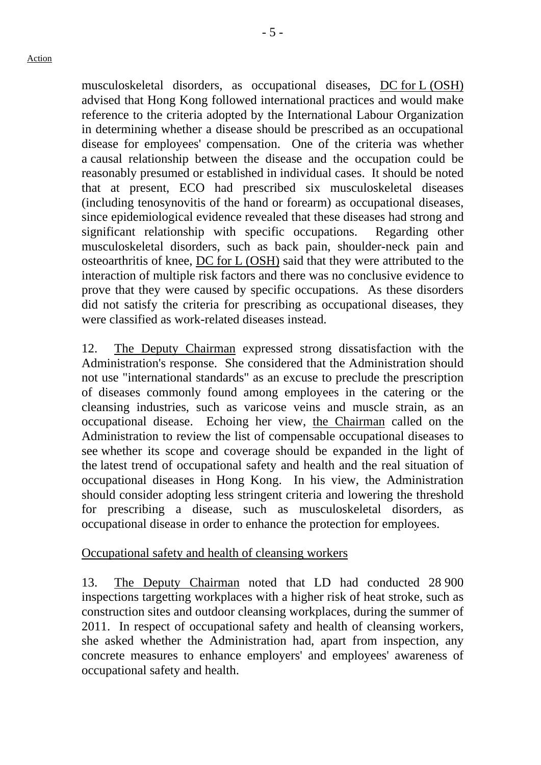musculoskeletal disorders, as occupational diseases, DC for L (OSH) advised that Hong Kong followed international practices and would make reference to the criteria adopted by the International Labour Organization in determining whether a disease should be prescribed as an occupational disease for employees' compensation. One of the criteria was whether a causal relationship between the disease and the occupation could be reasonably presumed or established in individual cases. It should be noted that at present, ECO had prescribed six musculoskeletal diseases (including tenosynovitis of the hand or forearm) as occupational diseases, since epidemiological evidence revealed that these diseases had strong and significant relationship with specific occupations. Regarding other musculoskeletal disorders, such as back pain, shoulder-neck pain and osteoarthritis of knee, DC for L (OSH) said that they were attributed to the interaction of multiple risk factors and there was no conclusive evidence to prove that they were caused by specific occupations. As these disorders did not satisfy the criteria for prescribing as occupational diseases, they were classified as work-related diseases instead.

12. The Deputy Chairman expressed strong dissatisfaction with the Administration's response. She considered that the Administration should not use "international standards" as an excuse to preclude the prescription of diseases commonly found among employees in the catering or the cleansing industries, such as varicose veins and muscle strain, as an occupational disease. Echoing her view, the Chairman called on the Administration to review the list of compensable occupational diseases to see whether its scope and coverage should be expanded in the light of the latest trend of occupational safety and health and the real situation of occupational diseases in Hong Kong. In his view, the Administration should consider adopting less stringent criteria and lowering the threshold for prescribing a disease, such as musculoskeletal disorders, as occupational disease in order to enhance the protection for employees.

Occupational safety and health of cleansing workers

13. The Deputy Chairman noted that LD had conducted 28 900 inspections targetting workplaces with a higher risk of heat stroke, such as construction sites and outdoor cleansing workplaces, during the summer of 2011. In respect of occupational safety and health of cleansing workers, she asked whether the Administration had, apart from inspection, any concrete measures to enhance employers' and employees' awareness of occupational safety and health.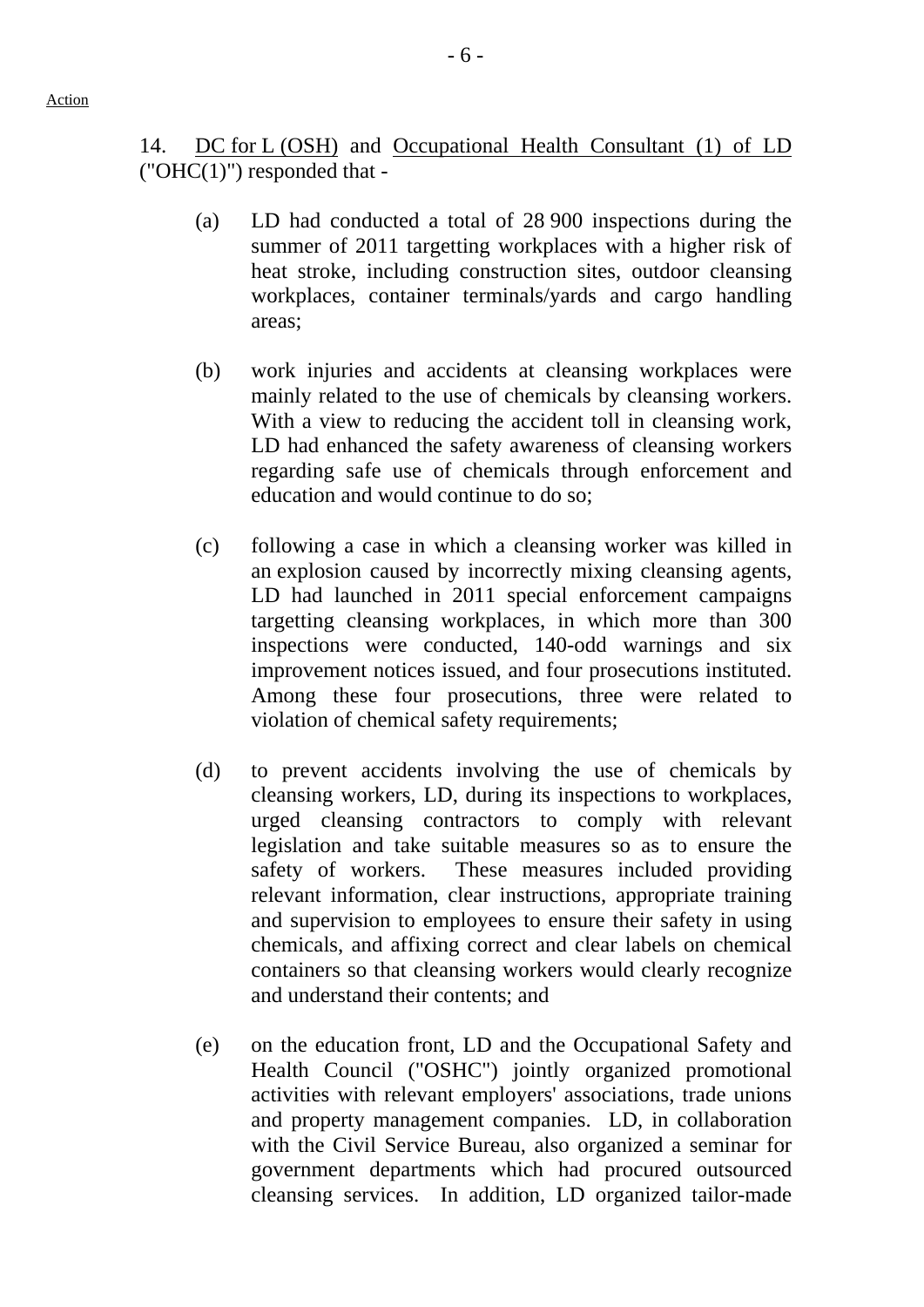Action

14. DC for L (OSH) and Occupational Health Consultant (1) of LD ("OHC(1)") responded that -

(a) LD had conducted a total of 28 900 inspections during the summer of 2011 targetting workplaces with a higher risk of heat stroke, including construction sites, outdoor cleansing workplaces, container terminals/yards and cargo handling areas;

(b) work injuries and accidents at cleansing workplaces were mainly related to the use of chemicals by cleansing workers. With a view to reducing the accident toll in cleansing work, LD had enhanced the safety awareness of cleansing workers regarding safe use of chemicals through enforcement and education and would continue to do so;

(c) following a case in which a cleansing worker was killed in an explosion caused by incorrectly mixing cleansing agents, LD had launched in 2011 special enforcement campaigns targetting cleansing workplaces, in which more than 300 inspections were conducted, 140-odd warnings and six improvement notices issued, and four prosecutions instituted. Among these four prosecutions, three were related to violation of chemical safety requirements;

(d) to prevent accidents involving the use of chemicals by cleansing workers, LD, during its inspections to workplaces, urged cleansing contractors to comply with relevant legislation and take suitable measures so as to ensure the safety of workers. These measures included providing relevant information, clear instructions, appropriate training and supervision to employees to ensure their safety in using chemicals, and affixing correct and clear labels on chemical containers so that cleansing workers would clearly recognize and understand their contents; and

(e) on the education front, LD and the Occupational Safety and Health Council ("OSHC") jointly organized promotional activities with relevant employers' associations, trade unions and property management companies. LD, in collaboration with the Civil Service Bureau, also organized a seminar for government departments which had procured outsourced cleansing services. In addition, LD organized tailor-made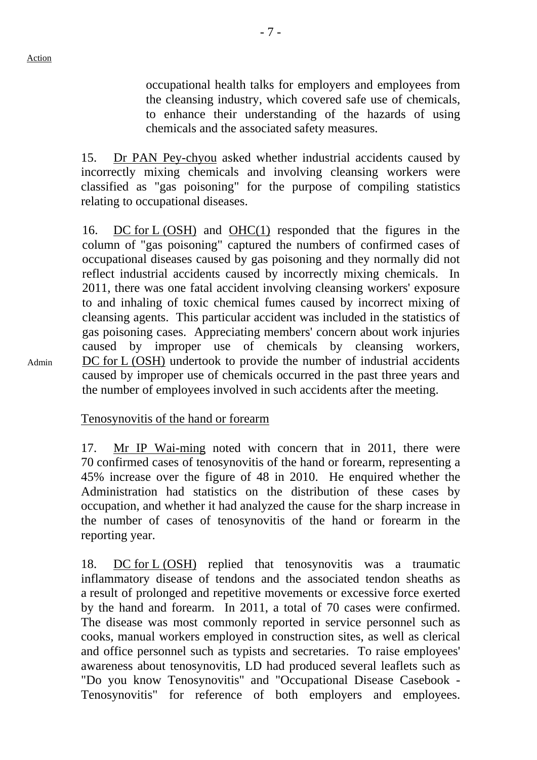Action

occupational health talks for employers and employees from the cleansing industry, which covered safe use of chemicals, to enhance their understanding of the hazards of using chemicals and the associated safety measures.

15. Dr PAN Pey-chyou asked whether industrial accidents caused by incorrectly mixing chemicals and involving cleansing workers were classified as "gas poisoning" for the purpose of compiling statistics relating to occupational diseases.

16. DC for L (OSH) and OHC(1) responded that the figures in the column of "gas poisoning" captured the numbers of confirmed cases of occupational diseases caused by gas poisoning and they normally did not reflect industrial accidents caused by incorrectly mixing chemicals. In 2011, there was one fatal accident involving cleansing workers' exposure to and inhaling of toxic chemical fumes caused by incorrect mixing of cleansing agents. This particular accident was included in the statistics of gas poisoning cases. Appreciating members' concern about work injuries caused by improper use of chemicals by cleansing workers, DC for L (OSH) undertook to provide the number of industrial accidents caused by improper use of chemicals occurred in the past three years and the number of employees involved in such accidents after the meeting.

Admin

Tenosynovitis of the hand or forearm

17. Mr IP Wai-ming noted with concern that in 2011, there were 70 confirmed cases of tenosynovitis of the hand or forearm, representing a 45% increase over the figure of 48 in 2010. He enquired whether the Administration had statistics on the distribution of these cases by occupation, and whether it had analyzed the cause for the sharp increase in the number of cases of tenosynovitis of the hand or forearm in the reporting year.

18. DC for L (OSH) replied that tenosynovitis was a traumatic inflammatory disease of tendons and the associated tendon sheaths as a result of prolonged and repetitive movements or excessive force exerted by the hand and forearm. In 2011, a total of 70 cases were confirmed. The disease was most commonly reported in service personnel such as cooks, manual workers employed in construction sites, as well as clerical and office personnel such as typists and secretaries. To raise employees' awareness about tenosynovitis, LD had produced several leaflets such as "Do you know Tenosynovitis" and "Occupational Disease Casebook - Tenosynovitis" for reference of both employers and employees.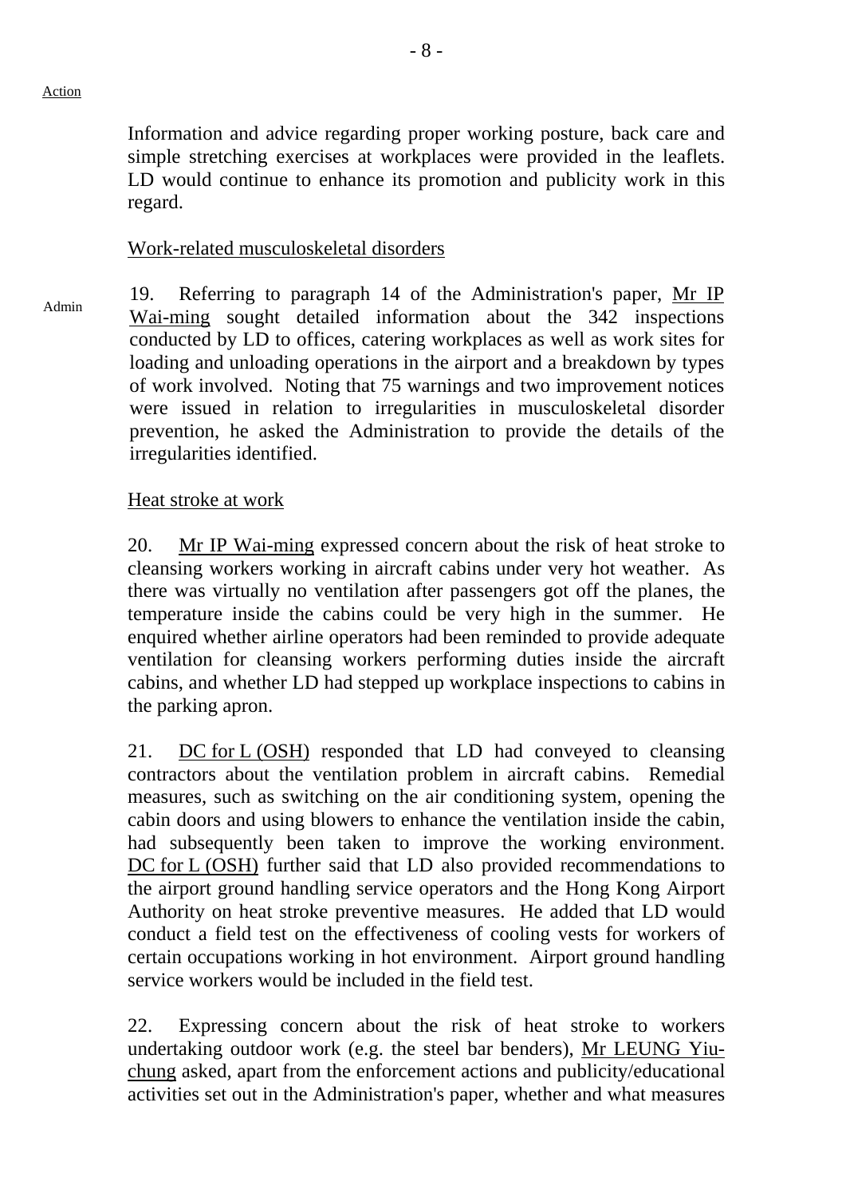Action

Information and advice regarding proper working posture, back care and simple stretching exercises at workplaces were provided in the leaflets. LD would continue to enhance its promotion and publicity work in this regard.

Work-related musculoskeletal disorders

Admin

19. Referring to paragraph 14 of the Administration's paper, Mr IP Wai-ming sought detailed information about the 342 inspections conducted by LD to offices, catering workplaces as well as work sites for loading and unloading operations in the airport and a breakdown by types of work involved. Noting that 75 warnings and two improvement notices were issued in relation to irregularities in musculoskeletal disorder prevention, he asked the Administration to provide the details of the irregularities identified.

Heat stroke at work

20. Mr IP Wai-ming expressed concern about the risk of heat stroke to cleansing workers working in aircraft cabins under very hot weather. As there was virtually no ventilation after passengers got off the planes, the temperature inside the cabins could be very high in the summer. He enquired whether airline operators had been reminded to provide adequate ventilation for cleansing workers performing duties inside the aircraft cabins, and whether LD had stepped up workplace inspections to cabins in the parking apron.

21. DC for L (OSH) responded that LD had conveyed to cleansing contractors about the ventilation problem in aircraft cabins. Remedial measures, such as switching on the air conditioning system, opening the cabin doors and using blowers to enhance the ventilation inside the cabin, had subsequently been taken to improve the working environment. DC for L (OSH) further said that LD also provided recommendations to the airport ground handling service operators and the Hong Kong Airport Authority on heat stroke preventive measures. He added that LD would conduct a field test on the effectiveness of cooling vests for workers of certain occupations working in hot environment. Airport ground handling service workers would be included in the field test.

22. Expressing concern about the risk of heat stroke to workers undertaking outdoor work (e.g. the steel bar benders), Mr LEUNG Yiu-chung asked, apart from the enforcement actions and publicity/educational activities set out in the Administration's paper, whether and what measures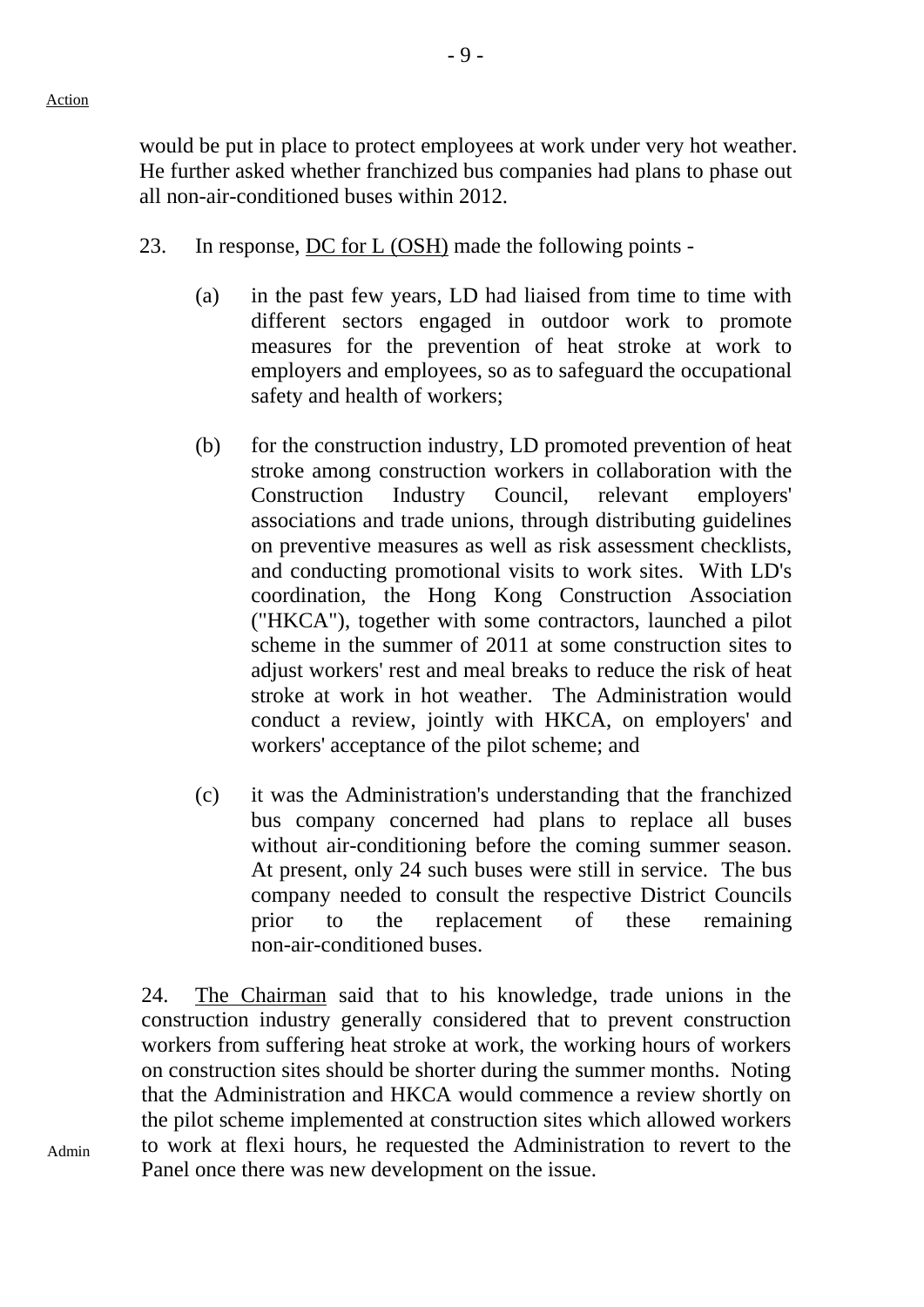would be put in place to protect employees at work under very hot weather. He further asked whether franchized bus companies had plans to phase out all non-air-conditioned buses within 2012.

23. In response, DC for L (OSH) made the following points -

(a) in the past few years, LD had liaised from time to time with different sectors engaged in outdoor work to promote measures for the prevention of heat stroke at work to employers and employees, so as to safeguard the occupational safety and health of workers;

(b) for the construction industry, LD promoted prevention of heat stroke among construction workers in collaboration with the Construction Industry Council, relevant employers' associations and trade unions, through distributing guidelines on preventive measures as well as risk assessment checklists, and conducting promotional visits to work sites. With LD's coordination, the Hong Kong Construction Association ("HKCA"), together with some contractors, launched a pilot scheme in the summer of 2011 at some construction sites to adjust workers' rest and meal breaks to reduce the risk of heat stroke at work in hot weather. The Administration would conduct a review, jointly with HKCA, on employers' and workers' acceptance of the pilot scheme; and

(c) it was the Administration's understanding that the franchized bus company concerned had plans to replace all buses without air-conditioning before the coming summer season. At present, only 24 such buses were still in service. The bus company needed to consult the respective District Councils prior to the replacement of these remaining non-air-conditioned buses.

24. The Chairman said that to his knowledge, trade unions in the construction industry generally considered that to prevent construction workers from suffering heat stroke at work, the working hours of workers on construction sites should be shorter during the summer months. Noting that the Administration and HKCA would commence a review shortly on the pilot scheme implemented at construction sites which allowed workers to work at flexi hours, he requested the Administration to revert to the Panel once there was new development on the issue.

Admin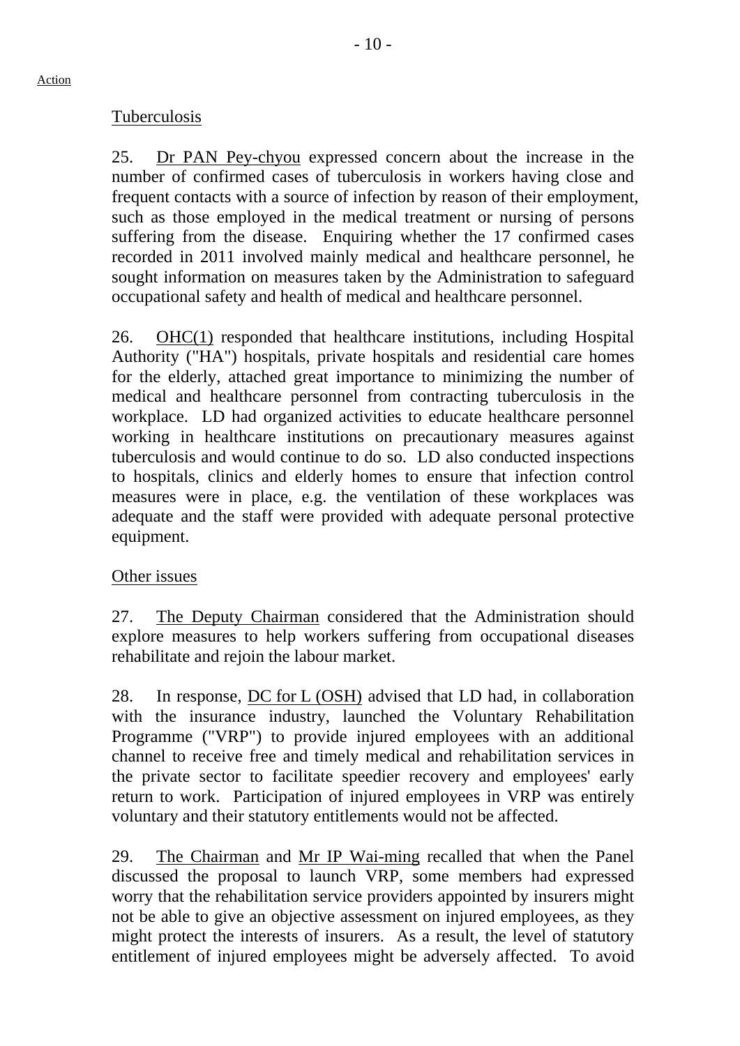Action

Tuberculosis

25. Dr PAN Pey-chyou expressed concern about the increase in the number of confirmed cases of tuberculosis in workers having close and frequent contacts with a source of infection by reason of their employment, such as those employed in the medical treatment or nursing of persons suffering from the disease. Enquiring whether the 17 confirmed cases recorded in 2011 involved mainly medical and healthcare personnel, he sought information on measures taken by the Administration to safeguard occupational safety and health of medical and healthcare personnel.

26. OHC(1) responded that healthcare institutions, including Hospital Authority ("HA") hospitals, private hospitals and residential care homes for the elderly, attached great importance to minimizing the number of medical and healthcare personnel from contracting tuberculosis in the workplace. LD had organized activities to educate healthcare personnel working in healthcare institutions on precautionary measures against tuberculosis and would continue to do so. LD also conducted inspections to hospitals, clinics and elderly homes to ensure that infection control measures were in place, e.g. the ventilation of these workplaces was adequate and the staff were provided with adequate personal protective equipment.

Other issues

27. The Deputy Chairman considered that the Administration should explore measures to help workers suffering from occupational diseases rehabilitate and rejoin the labour market.

28. In response, DC for L (OSH) advised that LD had, in collaboration with the insurance industry, launched the Voluntary Rehabilitation Programme ("VRP") to provide injured employees with an additional channel to receive free and timely medical and rehabilitation services in the private sector to facilitate speedier recovery and employees' early return to work. Participation of injured employees in VRP was entirely voluntary and their statutory entitlements would not be affected.

29. The Chairman and Mr IP Wai-ming recalled that when the Panel discussed the proposal to launch VRP, some members had expressed worry that the rehabilitation service providers appointed by insurers might not be able to give an objective assessment on injured employees, as they might protect the interests of insurers. As a result, the level of statutory entitlement of injured employees might be adversely affected. To avoid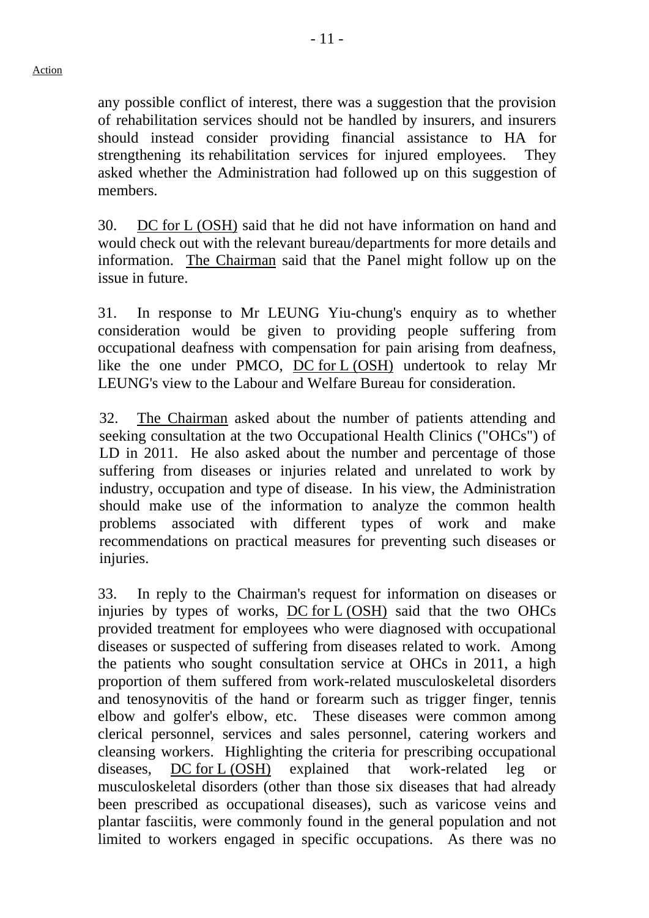any possible conflict of interest, there was a suggestion that the provision of rehabilitation services should not be handled by insurers, and insurers should instead consider providing financial assistance to HA for strengthening its rehabilitation services for injured employees. They asked whether the Administration had followed up on this suggestion of members.

30. DC for L (OSH) said that he did not have information on hand and would check out with the relevant bureau/departments for more details and information. The Chairman said that the Panel might follow up on the issue in future.

31. In response to Mr LEUNG Yiu-chung's enquiry as to whether consideration would be given to providing people suffering from occupational deafness with compensation for pain arising from deafness, like the one under PMCO, DC for L (OSH) undertook to relay Mr LEUNG's view to the Labour and Welfare Bureau for consideration.

32. The Chairman asked about the number of patients attending and seeking consultation at the two Occupational Health Clinics ("OHCs") of LD in 2011. He also asked about the number and percentage of those suffering from diseases or injuries related and unrelated to work by industry, occupation and type of disease. In his view, the Administration should make use of the information to analyze the common health problems associated with different types of work and make recommendations on practical measures for preventing such diseases or injuries.

33. In reply to the Chairman's request for information on diseases or injuries by types of works, DC for L (OSH) said that the two OHCs provided treatment for employees who were diagnosed with occupational diseases or suspected of suffering from diseases related to work. Among the patients who sought consultation service at OHCs in 2011, a high proportion of them suffered from work-related musculoskeletal disorders and tenosynovitis of the hand or forearm such as trigger finger, tennis elbow and golfer's elbow, etc. These diseases were common among clerical personnel, services and sales personnel, catering workers and cleansing workers. Highlighting the criteria for prescribing occupational diseases, DC for L (OSH) explained that work-related leg or musculoskeletal disorders (other than those six diseases that had already been prescribed as occupational diseases), such as varicose veins and plantar fasciitis, were commonly found in the general population and not limited to workers engaged in specific occupations. As there was no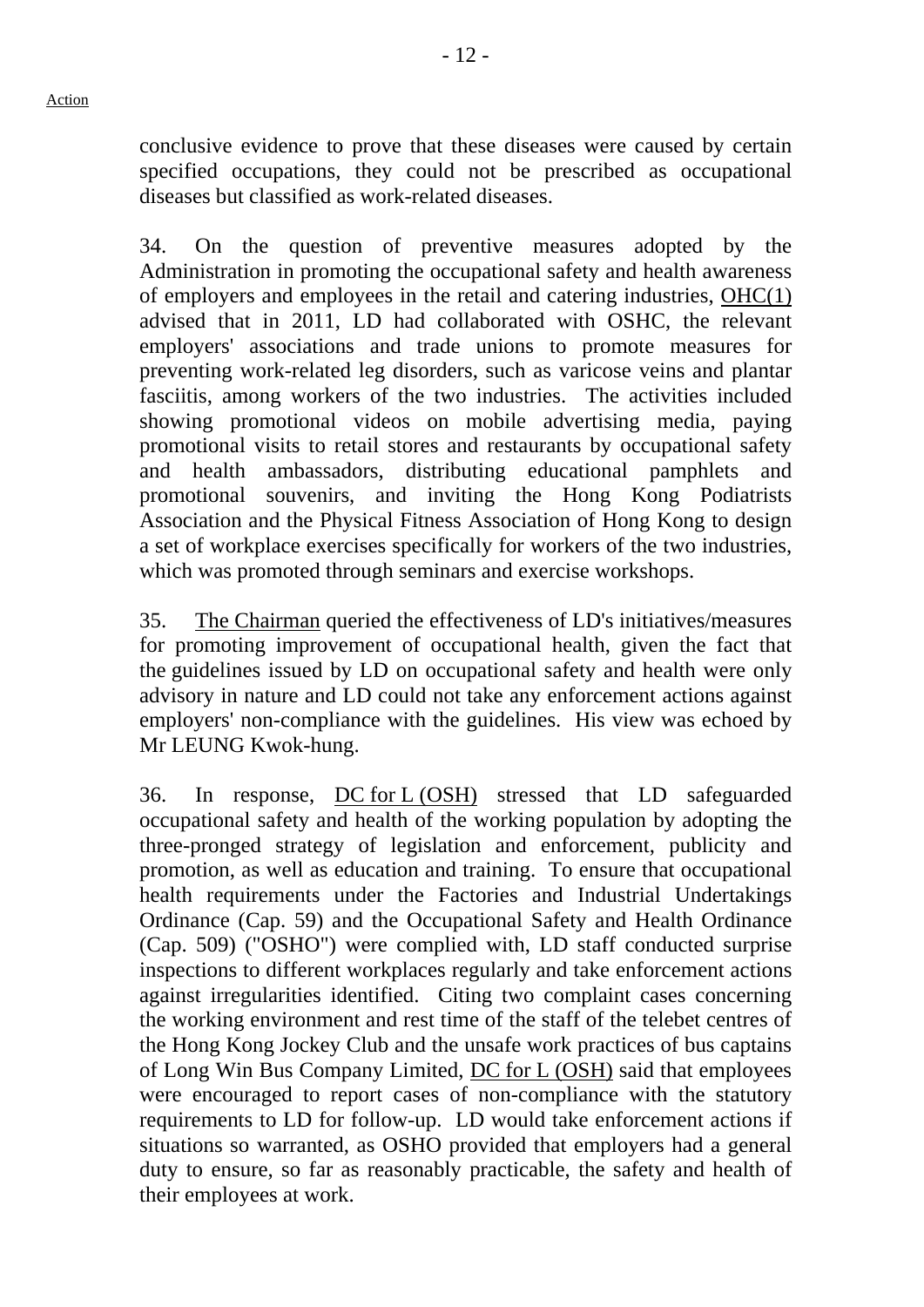conclusive evidence to prove that these diseases were caused by certain specified occupations, they could not be prescribed as occupational diseases but classified as work-related diseases.

34. On the question of preventive measures adopted by the Administration in promoting the occupational safety and health awareness of employers and employees in the retail and catering industries, OHC(1) advised that in 2011, LD had collaborated with OSHC, the relevant employers' associations and trade unions to promote measures for preventing work-related leg disorders, such as varicose veins and plantar fasciitis, among workers of the two industries. The activities included showing promotional videos on mobile advertising media, paying promotional visits to retail stores and restaurants by occupational safety and health ambassadors, distributing educational pamphlets and promotional souvenirs, and inviting the Hong Kong Podiatrists Association and the Physical Fitness Association of Hong Kong to design a set of workplace exercises specifically for workers of the two industries, which was promoted through seminars and exercise workshops.

35. The Chairman queried the effectiveness of LD's initiatives/measures for promoting improvement of occupational health, given the fact that the guidelines issued by LD on occupational safety and health were only advisory in nature and LD could not take any enforcement actions against employers' non-compliance with the guidelines. His view was echoed by Mr LEUNG Kwok-hung.

36. In response, DC for L (OSH) stressed that LD safeguarded occupational safety and health of the working population by adopting the three-pronged strategy of legislation and enforcement, publicity and promotion, as well as education and training. To ensure that occupational health requirements under the Factories and Industrial Undertakings Ordinance (Cap. 59) and the Occupational Safety and Health Ordinance (Cap. 509) ("OSHO") were complied with, LD staff conducted surprise inspections to different workplaces regularly and take enforcement actions against irregularities identified. Citing two complaint cases concerning the working environment and rest time of the staff of the telebet centres of the Hong Kong Jockey Club and the unsafe work practices of bus captains of Long Win Bus Company Limited, DC for L (OSH) said that employees were encouraged to report cases of non-compliance with the statutory requirements to LD for follow-up. LD would take enforcement actions if situations so warranted, as OSHO provided that employers had a general duty to ensure, so far as reasonably practicable, the safety and health of their employees at work.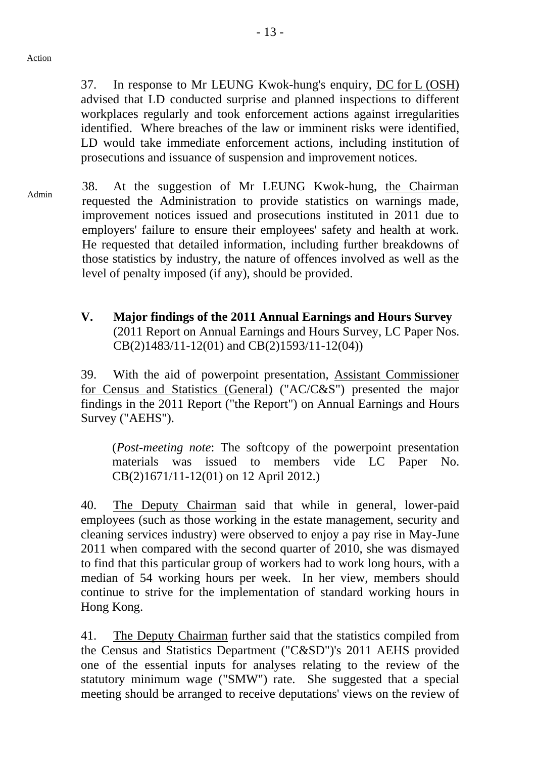Action

37. In response to Mr LEUNG Kwok-hung's enquiry, DC for L (OSH) advised that LD conducted surprise and planned inspections to different workplaces regularly and took enforcement actions against irregularities identified. Where breaches of the law or imminent risks were identified, LD would take immediate enforcement actions, including institution of prosecutions and issuance of suspension and improvement notices.

Admin

38. At the suggestion of Mr LEUNG Kwok-hung, the Chairman requested the Administration to provide statistics on warnings made, improvement notices issued and prosecutions instituted in 2011 due to employers' failure to ensure their employees' safety and health at work. He requested that detailed information, including further breakdowns of those statistics by industry, the nature of offences involved as well as the level of penalty imposed (if any), should be provided.

## V. Major findings of the 2011 Annual Earnings and Hours Survey

(2011 Report on Annual Earnings and Hours Survey, LC Paper Nos. CB(2)1483/11-12(01) and CB(2)1593/11-12(04))

39. With the aid of powerpoint presentation, Assistant Commissioner for Census and Statistics (General) ("AC/C&S") presented the major findings in the 2011 Report ("the Report") on Annual Earnings and Hours Survey ("AEHS").

(*Post-meeting note*: The softcopy of the powerpoint presentation materials was issued to members vide LC Paper No. CB(2)1671/11-12(01) on 12 April 2012.)

40. The Deputy Chairman said that while in general, lower-paid employees (such as those working in the estate management, security and cleaning services industry) were observed to enjoy a pay rise in May-June 2011 when compared with the second quarter of 2010, she was dismayed to find that this particular group of workers had to work long hours, with a median of 54 working hours per week. In her view, members should continue to strive for the implementation of standard working hours in Hong Kong.

41. The Deputy Chairman further said that the statistics compiled from the Census and Statistics Department ("C&SD")'s 2011 AEHS provided one of the essential inputs for analyses relating to the review of the statutory minimum wage ("SMW") rate. She suggested that a special meeting should be arranged to receive deputations' views on the review of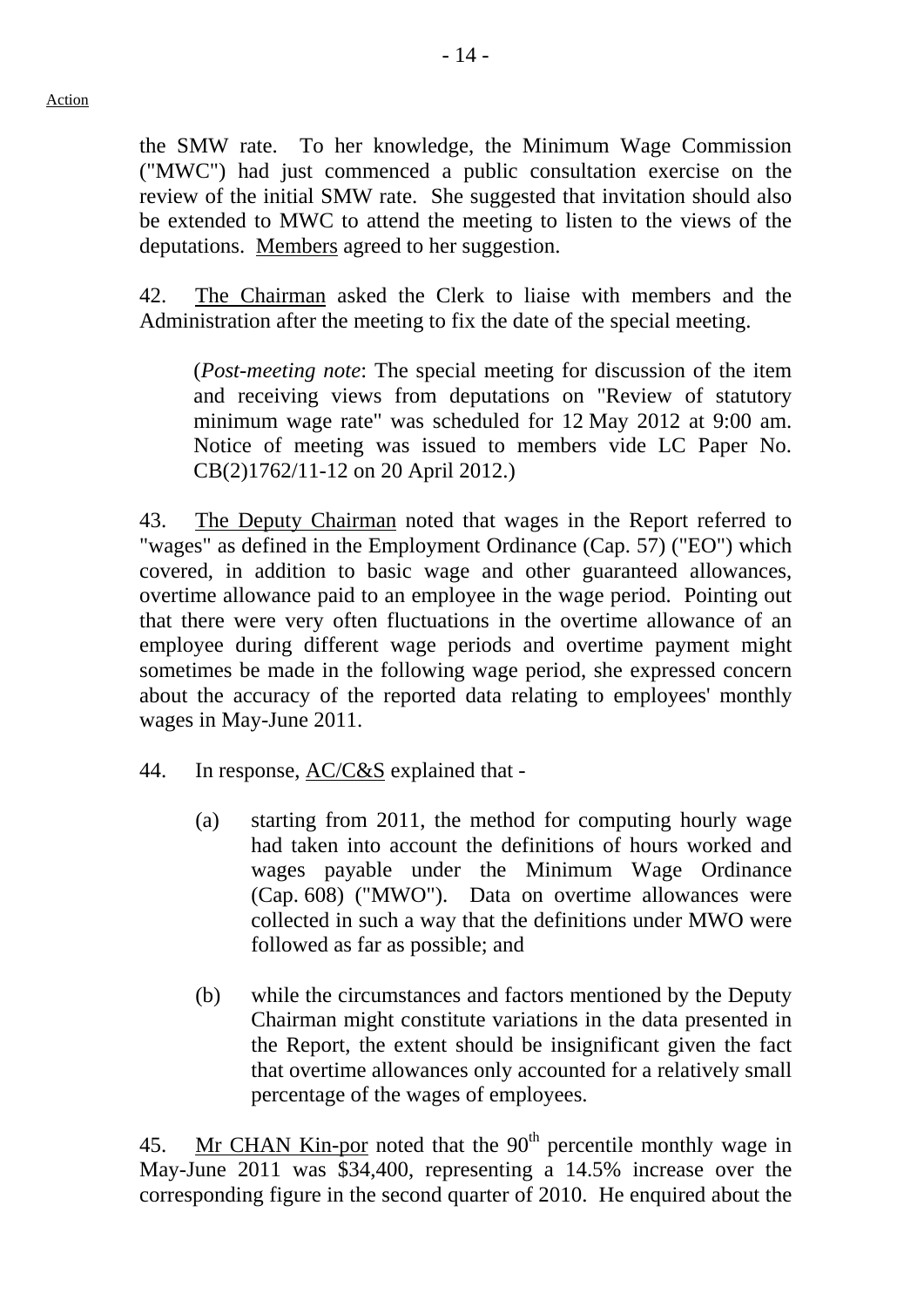the SMW rate. To her knowledge, the Minimum Wage Commission ("MWC") had just commenced a public consultation exercise on the review of the initial SMW rate. She suggested that invitation should also be extended to MWC to attend the meeting to listen to the views of the deputations. Members agreed to her suggestion.

42. The Chairman asked the Clerk to liaise with members and the Administration after the meeting to fix the date of the special meeting.

> (*Post-meeting note*: The special meeting for discussion of the item and receiving views from deputations on "Review of statutory minimum wage rate" was scheduled for 12 May 2012 at 9:00 am. Notice of meeting was issued to members vide LC Paper No. CB(2)1762/11-12 on 20 April 2012.)

43. The Deputy Chairman noted that wages in the Report referred to "wages" as defined in the Employment Ordinance (Cap. 57) ("EO") which covered, in addition to basic wage and other guaranteed allowances, overtime allowance paid to an employee in the wage period. Pointing out that there were very often fluctuations in the overtime allowance of an employee during different wage periods and overtime payment might sometimes be made in the following wage period, she expressed concern about the accuracy of the reported data relating to employees' monthly wages in May-June 2011.

44. In response, AC/C&S explained that -

(a) starting from 2011, the method for computing hourly wage had taken into account the definitions of hours worked and wages payable under the Minimum Wage Ordinance (Cap. 608) ("MWO"). Data on overtime allowances were collected in such a way that the definitions under MWO were followed as far as possible; and

(b) while the circumstances and factors mentioned by the Deputy Chairman might constitute variations in the data presented in the Report, the extent should be insignificant given the fact that overtime allowances only accounted for a relatively small percentage of the wages of employees.

45. Mr CHAN Kin-por noted that the 90th percentile monthly wage in May-June 2011 was $34,400, representing a 14.5% increase over the corresponding figure in the second quarter of 2010. He enquired about the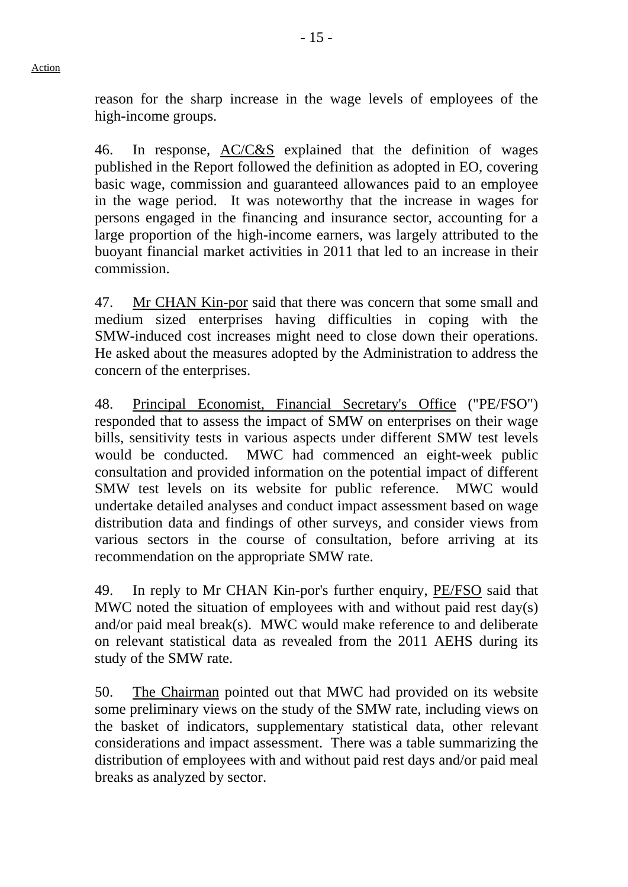reason for the sharp increase in the wage levels of employees of the high-income groups.

46. In response, AC/C&S explained that the definition of wages published in the Report followed the definition as adopted in EO, covering basic wage, commission and guaranteed allowances paid to an employee in the wage period. It was noteworthy that the increase in wages for persons engaged in the financing and insurance sector, accounting for a large proportion of the high-income earners, was largely attributed to the buoyant financial market activities in 2011 that led to an increase in their commission.

47. Mr CHAN Kin-por said that there was concern that some small and medium sized enterprises having difficulties in coping with the SMW-induced cost increases might need to close down their operations. He asked about the measures adopted by the Administration to address the concern of the enterprises.

48. Principal Economist, Financial Secretary's Office ("PE/FSO") responded that to assess the impact of SMW on enterprises on their wage bills, sensitivity tests in various aspects under different SMW test levels would be conducted. MWC had commenced an eight-week public consultation and provided information on the potential impact of different SMW test levels on its website for public reference. MWC would undertake detailed analyses and conduct impact assessment based on wage distribution data and findings of other surveys, and consider views from various sectors in the course of consultation, before arriving at its recommendation on the appropriate SMW rate.

49. In reply to Mr CHAN Kin-por's further enquiry, PE/FSO said that MWC noted the situation of employees with and without paid rest day(s) and/or paid meal break(s). MWC would make reference to and deliberate on relevant statistical data as revealed from the 2011 AEHS during its study of the SMW rate.

50. The Chairman pointed out that MWC had provided on its website some preliminary views on the study of the SMW rate, including views on the basket of indicators, supplementary statistical data, other relevant considerations and impact assessment. There was a table summarizing the distribution of employees with and without paid rest days and/or paid meal breaks as analyzed by sector.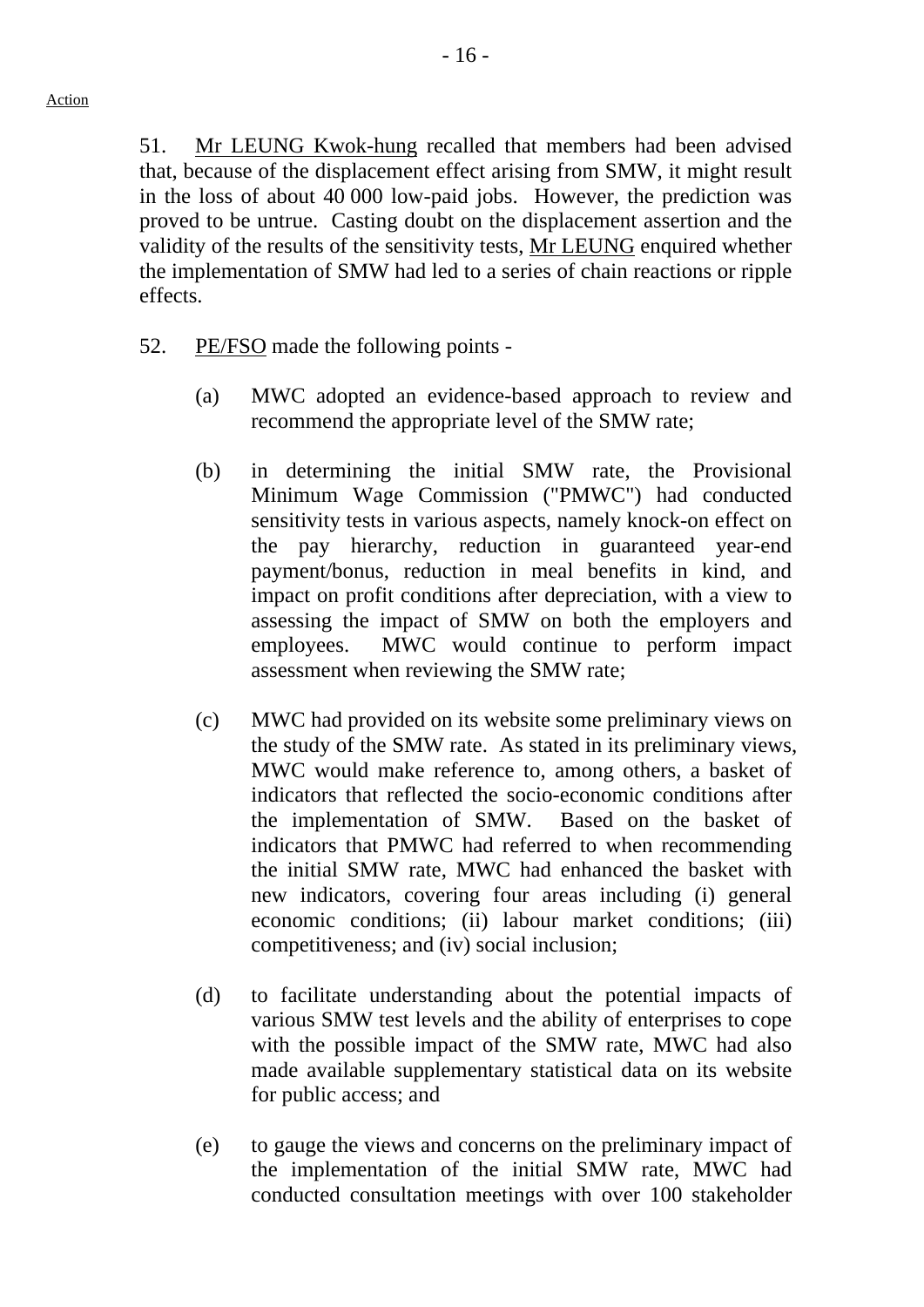51. Mr LEUNG Kwok-hung recalled that members had been advised that, because of the displacement effect arising from SMW, it might result in the loss of about 40 000 low-paid jobs. However, the prediction was proved to be untrue. Casting doubt on the displacement assertion and the validity of the results of the sensitivity tests, Mr LEUNG enquired whether the implementation of SMW had led to a series of chain reactions or ripple effects.

52. PE/FSO made the following points -

(a) MWC adopted an evidence-based approach to review and recommend the appropriate level of the SMW rate;

(b) in determining the initial SMW rate, the Provisional Minimum Wage Commission ("PMWC") had conducted sensitivity tests in various aspects, namely knock-on effect on the pay hierarchy, reduction in guaranteed year-end payment/bonus, reduction in meal benefits in kind, and impact on profit conditions after depreciation, with a view to assessing the impact of SMW on both the employers and employees. MWC would continue to perform impact assessment when reviewing the SMW rate;

(c) MWC had provided on its website some preliminary views on the study of the SMW rate. As stated in its preliminary views, MWC would make reference to, among others, a basket of indicators that reflected the socio-economic conditions after the implementation of SMW. Based on the basket of indicators that PMWC had referred to when recommending the initial SMW rate, MWC had enhanced the basket with new indicators, covering four areas including (i) general economic conditions; (ii) labour market conditions; (iii) competitiveness; and (iv) social inclusion;

(d) to facilitate understanding about the potential impacts of various SMW test levels and the ability of enterprises to cope with the possible impact of the SMW rate, MWC had also made available supplementary statistical data on its website for public access; and

(e) to gauge the views and concerns on the preliminary impact of the implementation of the initial SMW rate, MWC had conducted consultation meetings with over 100 stakeholder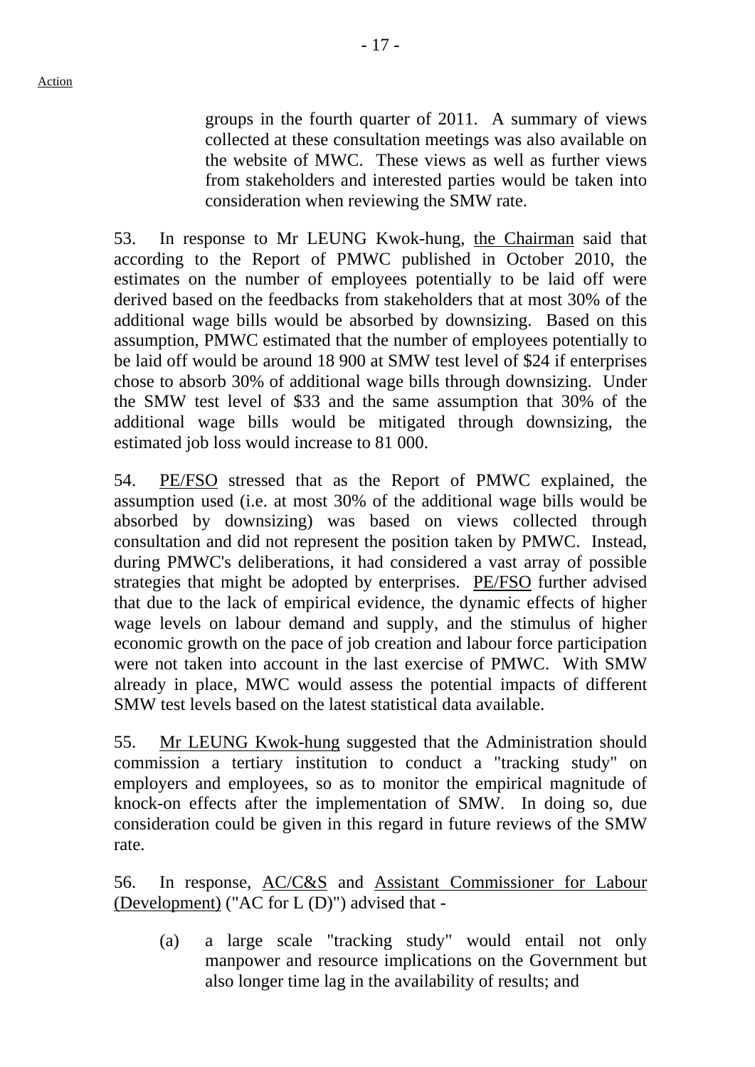groups in the fourth quarter of 2011. A summary of views collected at these consultation meetings was also available on the website of MWC. These views as well as further views from stakeholders and interested parties would be taken into consideration when reviewing the SMW rate.

53. In response to Mr LEUNG Kwok-hung, the Chairman said that according to the Report of PMWC published in October 2010, the estimates on the number of employees potentially to be laid off were derived based on the feedbacks from stakeholders that at most 30% of the additional wage bills would be absorbed by downsizing. Based on this assumption, PMWC estimated that the number of employees potentially to be laid off would be around 18 900 at SMW test level of $24 if enterprises chose to absorb 30% of additional wage bills through downsizing. Under the SMW test level of $33 and the same assumption that 30% of the additional wage bills would be mitigated through downsizing, the estimated job loss would increase to 81 000.

54. PE/FSO stressed that as the Report of PMWC explained, the assumption used (i.e. at most 30% of the additional wage bills would be absorbed by downsizing) was based on views collected through consultation and did not represent the position taken by PMWC. Instead, during PMWC's deliberations, it had considered a vast array of possible strategies that might be adopted by enterprises. PE/FSO further advised that due to the lack of empirical evidence, the dynamic effects of higher wage levels on labour demand and supply, and the stimulus of higher economic growth on the pace of job creation and labour force participation were not taken into account in the last exercise of PMWC. With SMW already in place, MWC would assess the potential impacts of different SMW test levels based on the latest statistical data available.

55. Mr LEUNG Kwok-hung suggested that the Administration should commission a tertiary institution to conduct a "tracking study" on employers and employees, so as to monitor the empirical magnitude of knock-on effects after the implementation of SMW. In doing so, due consideration could be given in this regard in future reviews of the SMW rate.

56. In response, AC/C&S and Assistant Commissioner for Labour (Development) ("AC for L (D)") advised that -

(a) a large scale "tracking study" would entail not only manpower and resource implications on the Government but also longer time lag in the availability of results; and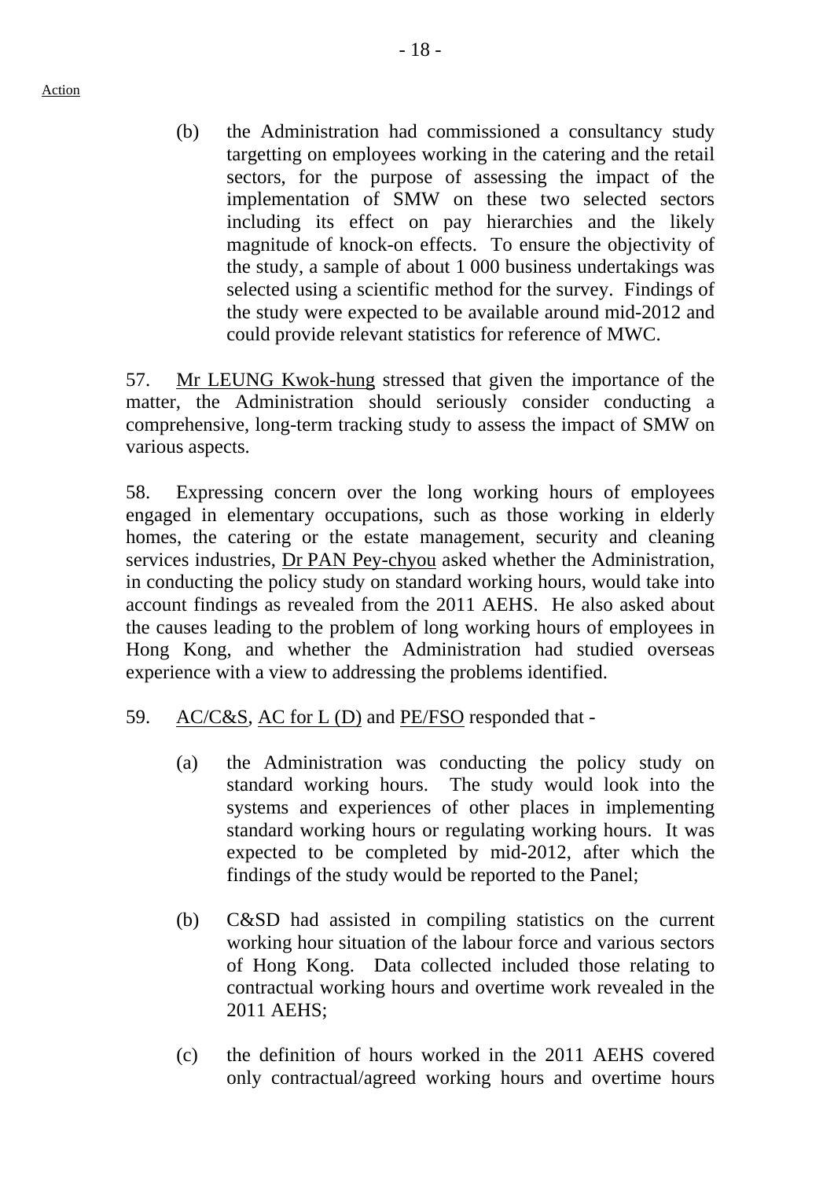Action

(b) the Administration had commissioned a consultancy study targetting on employees working in the catering and the retail sectors, for the purpose of assessing the impact of the implementation of SMW on these two selected sectors including its effect on pay hierarchies and the likely magnitude of knock-on effects. To ensure the objectivity of the study, a sample of about 1 000 business undertakings was selected using a scientific method for the survey. Findings of the study were expected to be available around mid-2012 and could provide relevant statistics for reference of MWC.

57. Mr LEUNG Kwok-hung stressed that given the importance of the matter, the Administration should seriously consider conducting a comprehensive, long-term tracking study to assess the impact of SMW on various aspects.

58. Expressing concern over the long working hours of employees engaged in elementary occupations, such as those working in elderly homes, the catering or the estate management, security and cleaning services industries, Dr PAN Pey-chyou asked whether the Administration, in conducting the policy study on standard working hours, would take into account findings as revealed from the 2011 AEHS. He also asked about the causes leading to the problem of long working hours of employees in Hong Kong, and whether the Administration had studied overseas experience with a view to addressing the problems identified.

59. AC/C&S, AC for L (D) and PE/FSO responded that -

(a) the Administration was conducting the policy study on standard working hours. The study would look into the systems and experiences of other places in implementing standard working hours or regulating working hours. It was expected to be completed by mid-2012, after which the findings of the study would be reported to the Panel;

(b) C&SD had assisted in compiling statistics on the current working hour situation of the labour force and various sectors of Hong Kong. Data collected included those relating to contractual working hours and overtime work revealed in the 2011 AEHS;

(c) the definition of hours worked in the 2011 AEHS covered only contractual/agreed working hours and overtime hours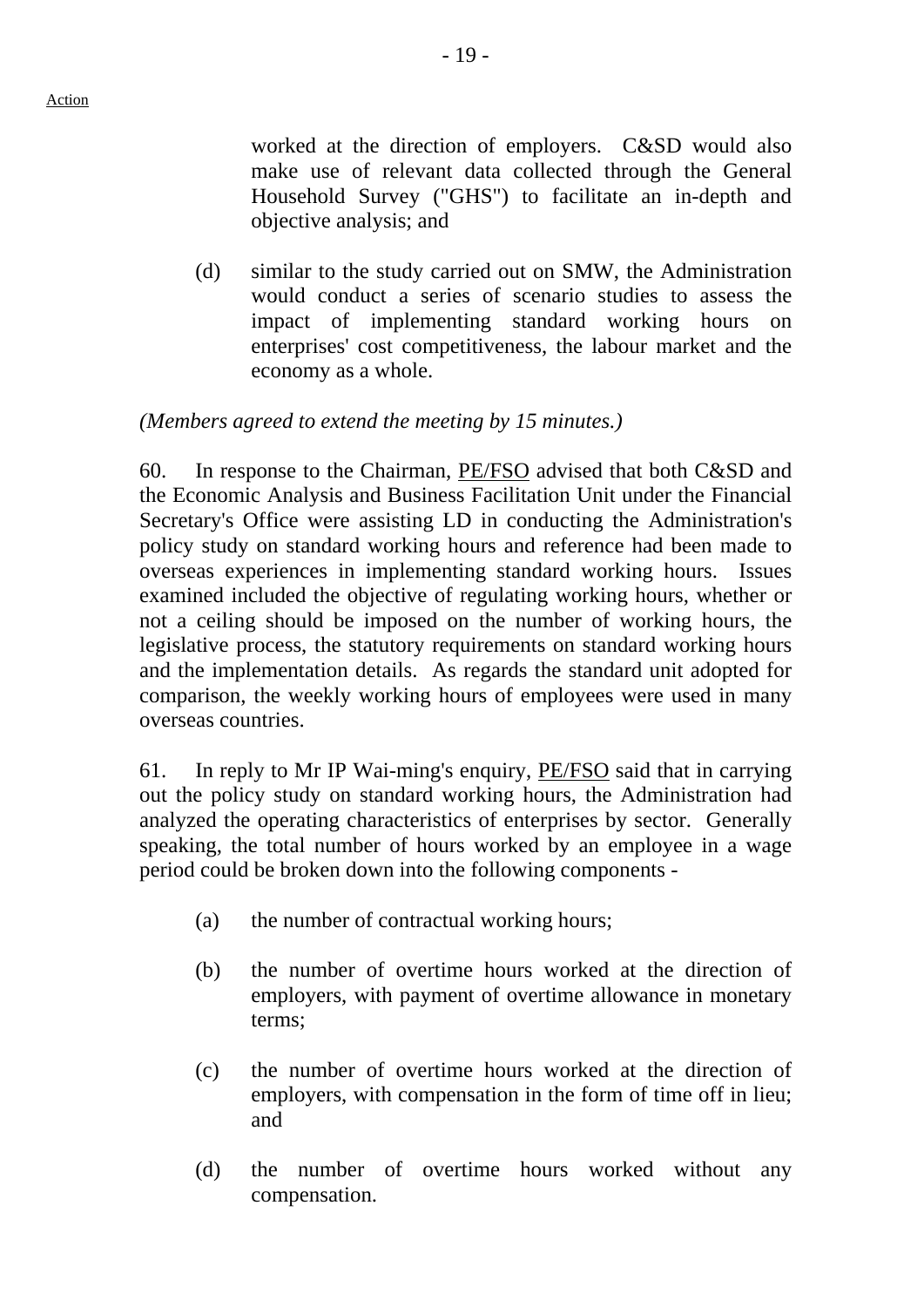worked at the direction of employers. C&SD would also make use of relevant data collected through the General Household Survey ("GHS") to facilitate an in-depth and objective analysis; and

(d) similar to the study carried out on SMW, the Administration would conduct a series of scenario studies to assess the impact of implementing standard working hours on enterprises' cost competitiveness, the labour market and the economy as a whole.

*(Members agreed to extend the meeting by 15 minutes.)*

60. In response to the Chairman, PE/FSO advised that both C&SD and the Economic Analysis and Business Facilitation Unit under the Financial Secretary's Office were assisting LD in conducting the Administration's policy study on standard working hours and reference had been made to overseas experiences in implementing standard working hours. Issues examined included the objective of regulating working hours, whether or not a ceiling should be imposed on the number of working hours, the legislative process, the statutory requirements on standard working hours and the implementation details. As regards the standard unit adopted for comparison, the weekly working hours of employees were used in many overseas countries.

61. In reply to Mr IP Wai-ming's enquiry, PE/FSO said that in carrying out the policy study on standard working hours, the Administration had analyzed the operating characteristics of enterprises by sector. Generally speaking, the total number of hours worked by an employee in a wage period could be broken down into the following components -

(a) the number of contractual working hours;

(b) the number of overtime hours worked at the direction of employers, with payment of overtime allowance in monetary terms;

(c) the number of overtime hours worked at the direction of employers, with compensation in the form of time off in lieu; and

(d) the number of overtime hours worked without any compensation.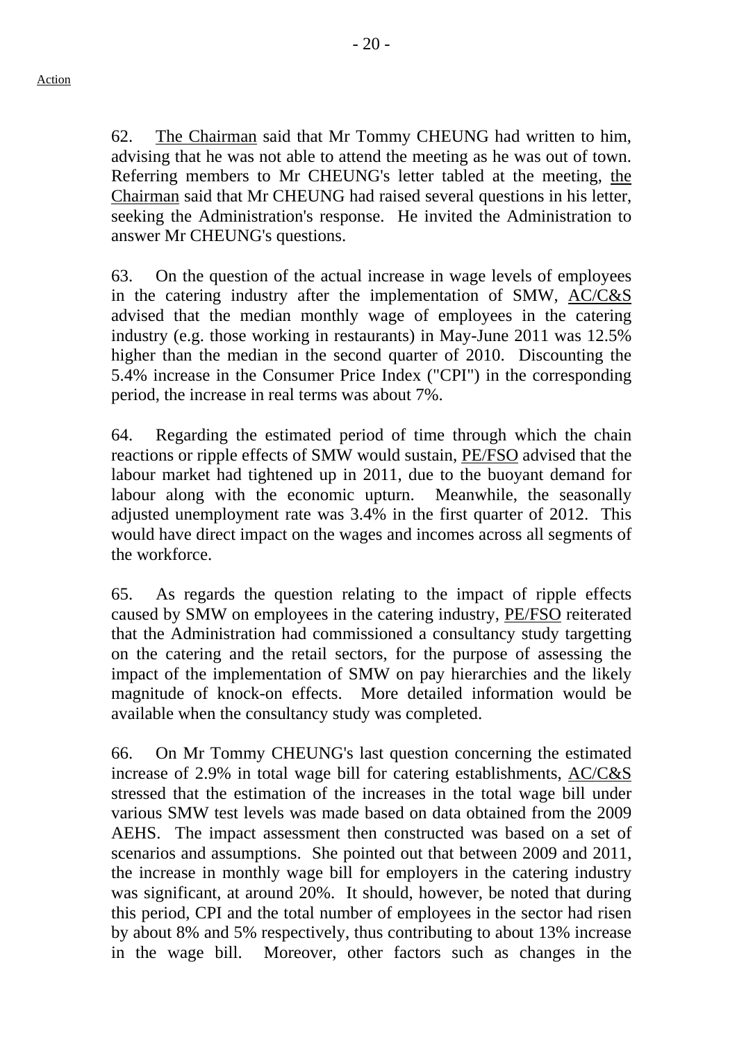62. The Chairman said that Mr Tommy CHEUNG had written to him, advising that he was not able to attend the meeting as he was out of town. Referring members to Mr CHEUNG's letter tabled at the meeting, the Chairman said that Mr CHEUNG had raised several questions in his letter, seeking the Administration's response. He invited the Administration to answer Mr CHEUNG's questions.

63. On the question of the actual increase in wage levels of employees in the catering industry after the implementation of SMW, AC/C&S advised that the median monthly wage of employees in the catering industry (e.g. those working in restaurants) in May-June 2011 was 12.5% higher than the median in the second quarter of 2010. Discounting the 5.4% increase in the Consumer Price Index ("CPI") in the corresponding period, the increase in real terms was about 7%.

64. Regarding the estimated period of time through which the chain reactions or ripple effects of SMW would sustain, PE/FSO advised that the labour market had tightened up in 2011, due to the buoyant demand for labour along with the economic upturn. Meanwhile, the seasonally adjusted unemployment rate was 3.4% in the first quarter of 2012. This would have direct impact on the wages and incomes across all segments of the workforce.

65. As regards the question relating to the impact of ripple effects caused by SMW on employees in the catering industry, PE/FSO reiterated that the Administration had commissioned a consultancy study targetting on the catering and the retail sectors, for the purpose of assessing the impact of the implementation of SMW on pay hierarchies and the likely magnitude of knock-on effects. More detailed information would be available when the consultancy study was completed.

66. On Mr Tommy CHEUNG's last question concerning the estimated increase of 2.9% in total wage bill for catering establishments, AC/C&S stressed that the estimation of the increases in the total wage bill under various SMW test levels was made based on data obtained from the 2009 AEHS. The impact assessment then constructed was based on a set of scenarios and assumptions. She pointed out that between 2009 and 2011, the increase in monthly wage bill for employers in the catering industry was significant, at around 20%. It should, however, be noted that during this period, CPI and the total number of employees in the sector had risen by about 8% and 5% respectively, thus contributing to about 13% increase in the wage bill. Moreover, other factors such as changes in the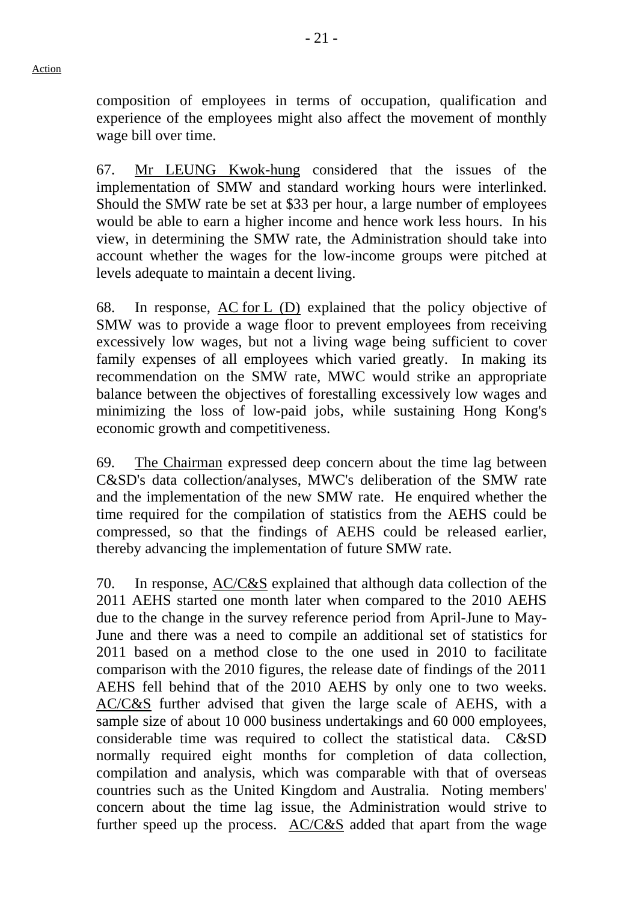composition of employees in terms of occupation, qualification and experience of the employees might also affect the movement of monthly wage bill over time.

67. Mr LEUNG Kwok-hung considered that the issues of the implementation of SMW and standard working hours were interlinked. Should the SMW rate be set at $33 per hour, a large number of employees would be able to earn a higher income and hence work less hours. In his view, in determining the SMW rate, the Administration should take into account whether the wages for the low-income groups were pitched at levels adequate to maintain a decent living.

68. In response, AC for L (D) explained that the policy objective of SMW was to provide a wage floor to prevent employees from receiving excessively low wages, but not a living wage being sufficient to cover family expenses of all employees which varied greatly. In making its recommendation on the SMW rate, MWC would strike an appropriate balance between the objectives of forestalling excessively low wages and minimizing the loss of low-paid jobs, while sustaining Hong Kong's economic growth and competitiveness.

69. The Chairman expressed deep concern about the time lag between C&SD's data collection/analyses, MWC's deliberation of the SMW rate and the implementation of the new SMW rate. He enquired whether the time required for the compilation of statistics from the AEHS could be compressed, so that the findings of AEHS could be released earlier, thereby advancing the implementation of future SMW rate.

70. In response, AC/C&S explained that although data collection of the 2011 AEHS started one month later when compared to the 2010 AEHS due to the change in the survey reference period from April-June to May-June and there was a need to compile an additional set of statistics for 2011 based on a method close to the one used in 2010 to facilitate comparison with the 2010 figures, the release date of findings of the 2011 AEHS fell behind that of the 2010 AEHS by only one to two weeks. AC/C&S further advised that given the large scale of AEHS, with a sample size of about 10 000 business undertakings and 60 000 employees, considerable time was required to collect the statistical data. C&SD normally required eight months for completion of data collection, compilation and analysis, which was comparable with that of overseas countries such as the United Kingdom and Australia. Noting members' concern about the time lag issue, the Administration would strive to further speed up the process. AC/C&S added that apart from the wage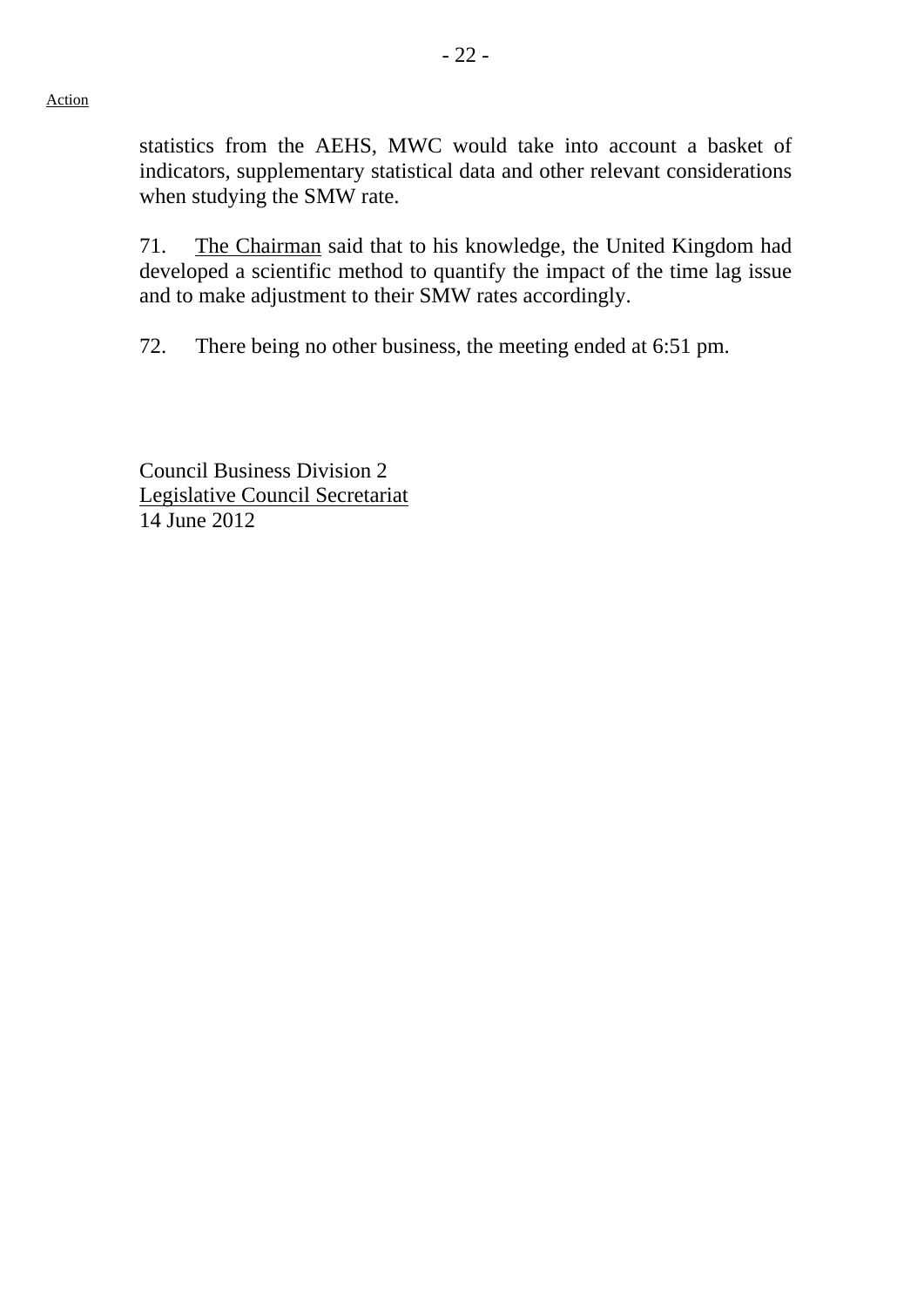statistics from the AEHS, MWC would take into account a basket of indicators, supplementary statistical data and other relevant considerations when studying the SMW rate.

71. The Chairman said that to his knowledge, the United Kingdom had developed a scientific method to quantify the impact of the time lag issue and to make adjustment to their SMW rates accordingly.

72. There being no other business, the meeting ended at 6:51 pm.

Council Business Division 2
Legislative Council Secretariat
14 June 2012